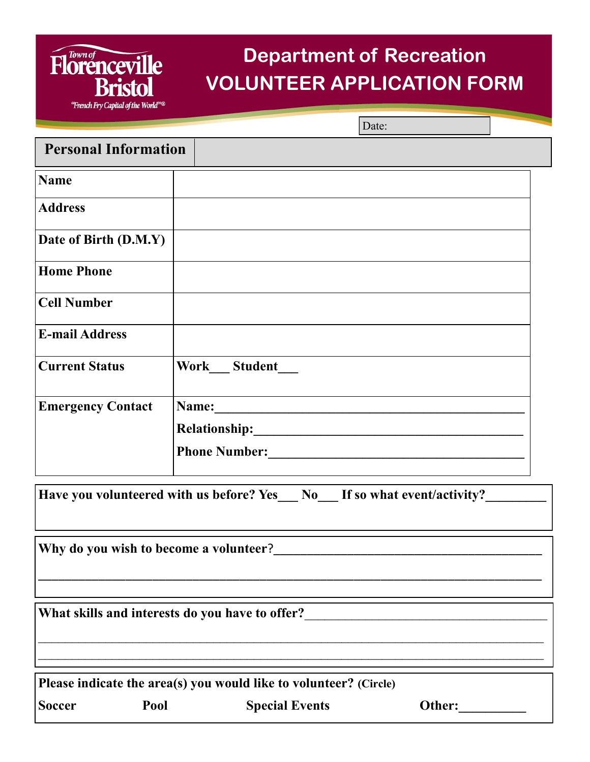Town of Florenceville Bristol
"French Fry Capital of the World"®

# Department of Recreation
# VOLUNTEER APPLICATION FORM

Date:

## Personal Information

| | |
|---|---|
| **Name** | |
| **Address** | |
| **Date of Birth (D.M.Y)** | |
| **Home Phone** | |
| **Cell Number** | |
| **E-mail Address** | |
| **Current Status** | **Work___ Student___** |
| **Emergency Contact** | **Name:_______________________________________________** <br> **Relationship:__________________________________________** <br> **Phone Number:________________________________________** |

**Have you volunteered with us before? Yes___ No___ If so what event/activity?_________**

**Why do you wish to become a volunteer?________________________________________**

_________________________________________________________________________

**What skills and interests do you have to offer?**______________________________________

_________________________________________________________________________

_________________________________________________________________________

**Please indicate the area(s) you would like to volunteer? (Circle)**

**Soccer** **Pool** **Special Events** **Other:__________**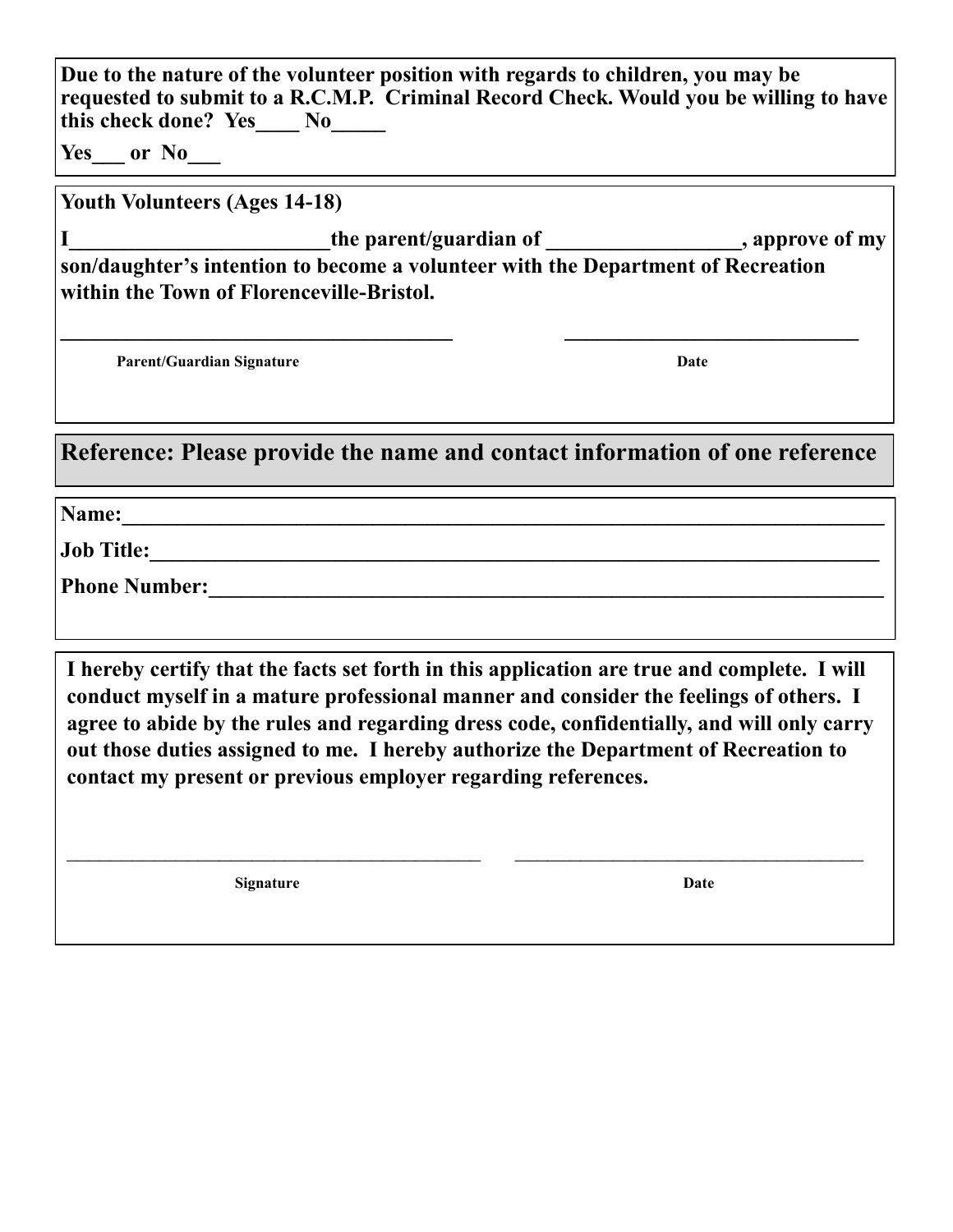**Due to the nature of the volunteer position with regards to children, you may be requested to submit to a R.C.M.P. Criminal Record Check. Would you be willing to have this check done? Yes____ No_____**

**Yes___ or No___**

**Youth Volunteers (Ages 14-18)**

**I________________________the parent/guardian of _________________, approve of my son/daughter's intention to become a volunteer with the Department of Recreation within the Town of Florenceville-Bristol.**

_____________________________________ ____________________________

**Parent/Guardian Signature** **Date**

## Reference: Please provide the name and contact information of one reference

**Name:_______________________________________________________________________**

**Job Title:____________________________________________________________________**

**Phone Number:_______________________________________________________________**

**I hereby certify that the facts set forth in this application are true and complete. I will conduct myself in a mature professional manner and consider the feelings of others. I agree to abide by the rules and regarding dress code, confidentially, and will only carry out those duties assigned to me. I hereby authorize the Department of Recreation to contact my present or previous employer regarding references.**

_____________________________________________ _____________________________________

**Signature** **Date**